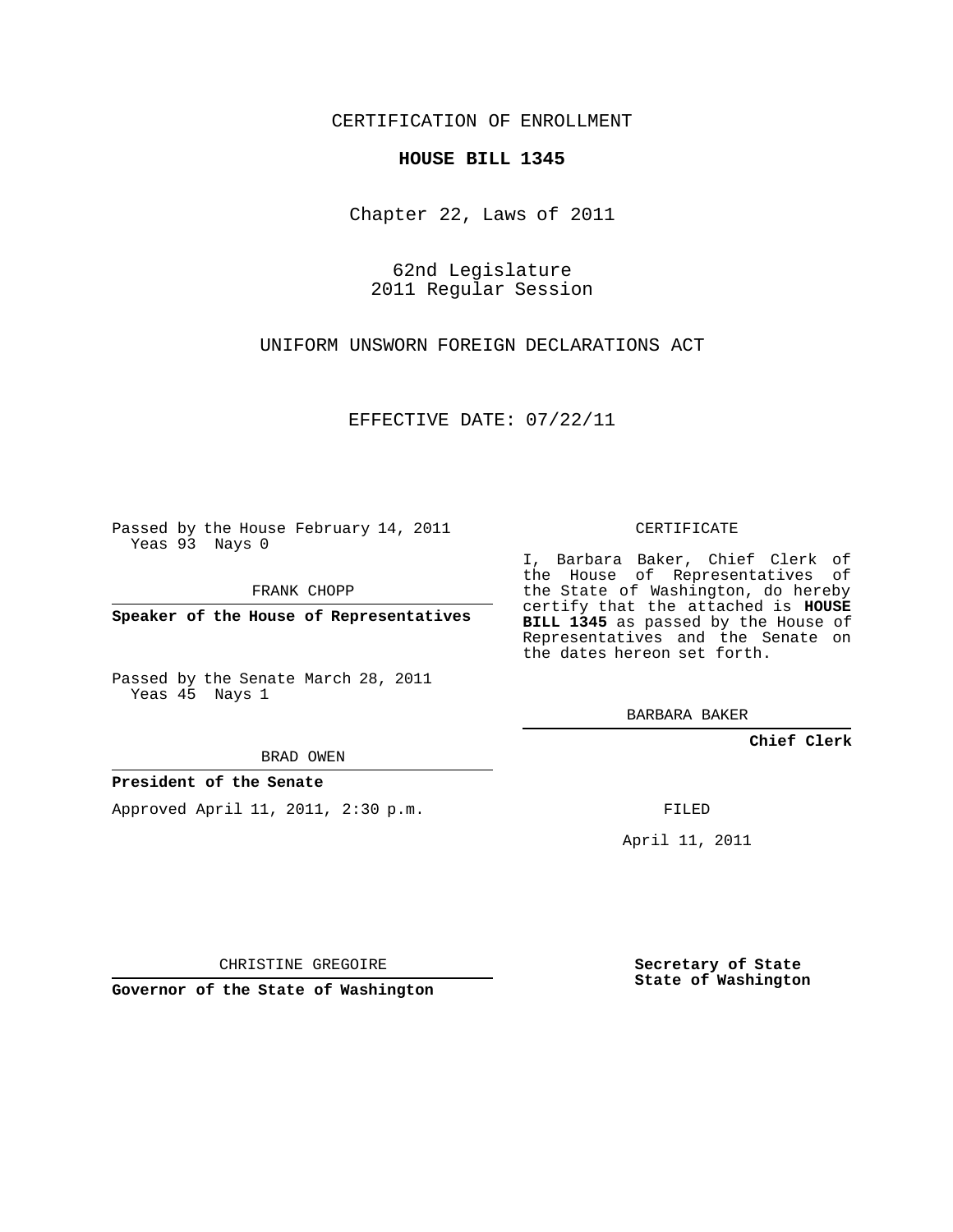CERTIFICATION OF ENROLLMENT

**HOUSE BILL 1345**

Chapter 22, Laws of 2011

62nd Legislature
2011 Regular Session

UNIFORM UNSWORN FOREIGN DECLARATIONS ACT

EFFECTIVE DATE: 07/22/11

Passed by the House February 14, 2011
Yeas 93 Nays 0

FRANK CHOPP

**Speaker of the House of Representatives**

Passed by the Senate March 28, 2011
Yeas 45 Nays 1

BRAD OWEN

**President of the Senate**

Approved April 11, 2011, 2:30 p.m.

CHRISTINE GREGOIRE

**Governor of the State of Washington**

CERTIFICATE

I, Barbara Baker, Chief Clerk of the House of Representatives of the State of Washington, do hereby certify that the attached is **HOUSE BILL 1345** as passed by the House of Representatives and the Senate on the dates hereon set forth.

BARBARA BAKER

**Chief Clerk**

FILED

April 11, 2011

**Secretary of State**
**State of Washington**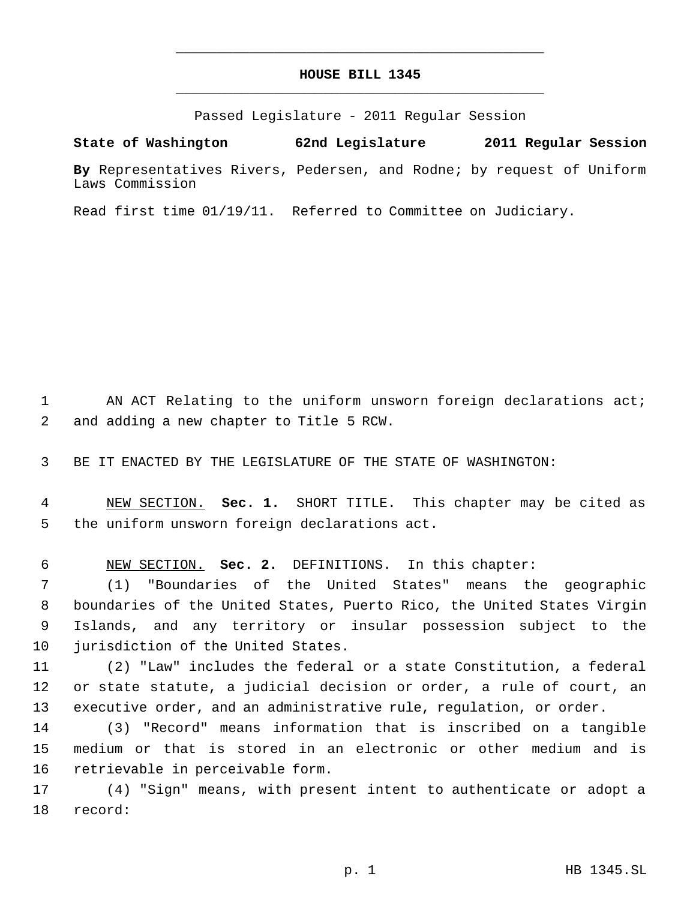# HOUSE BILL 1345

Passed Legislature - 2011 Regular Session

**State of Washington 62nd Legislature 2011 Regular Session**

**By** Representatives Rivers, Pedersen, and Rodne; by request of Uniform Laws Commission

Read first time 01/19/11. Referred to Committee on Judiciary.

AN ACT Relating to the uniform unsworn foreign declarations act; and adding a new chapter to Title 5 RCW.

BE IT ENACTED BY THE LEGISLATURE OF THE STATE OF WASHINGTON:

NEW SECTION. **Sec. 1.** SHORT TITLE. This chapter may be cited as the uniform unsworn foreign declarations act.

NEW SECTION. **Sec. 2.** DEFINITIONS. In this chapter:

(1) "Boundaries of the United States" means the geographic boundaries of the United States, Puerto Rico, the United States Virgin Islands, and any territory or insular possession subject to the jurisdiction of the United States.

(2) "Law" includes the federal or a state Constitution, a federal or state statute, a judicial decision or order, a rule of court, an executive order, and an administrative rule, regulation, or order.

(3) "Record" means information that is inscribed on a tangible medium or that is stored in an electronic or other medium and is retrievable in perceivable form.

(4) "Sign" means, with present intent to authenticate or adopt a record: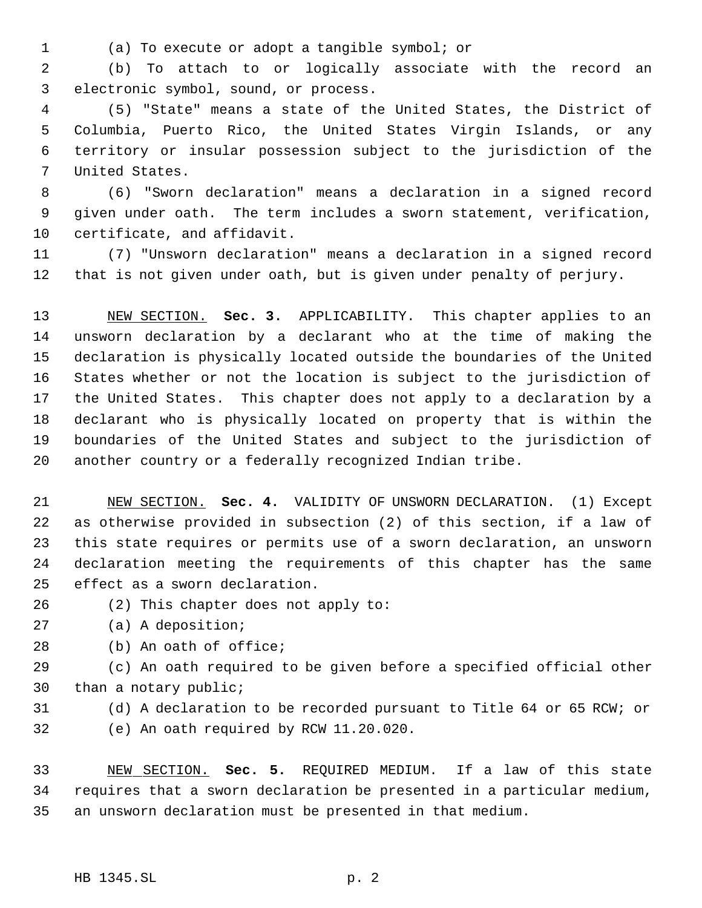(a) To execute or adopt a tangible symbol; or

(b) To attach to or logically associate with the record an electronic symbol, sound, or process.

(5) "State" means a state of the United States, the District of Columbia, Puerto Rico, the United States Virgin Islands, or any territory or insular possession subject to the jurisdiction of the United States.

(6) "Sworn declaration" means a declaration in a signed record given under oath. The term includes a sworn statement, verification, certificate, and affidavit.

(7) "Unsworn declaration" means a declaration in a signed record that is not given under oath, but is given under penalty of perjury.

NEW SECTION. **Sec. 3.** APPLICABILITY. This chapter applies to an unsworn declaration by a declarant who at the time of making the declaration is physically located outside the boundaries of the United States whether or not the location is subject to the jurisdiction of the United States. This chapter does not apply to a declaration by a declarant who is physically located on property that is within the boundaries of the United States and subject to the jurisdiction of another country or a federally recognized Indian tribe.

NEW SECTION. **Sec. 4.** VALIDITY OF UNSWORN DECLARATION. (1) Except as otherwise provided in subsection (2) of this section, if a law of this state requires or permits use of a sworn declaration, an unsworn declaration meeting the requirements of this chapter has the same effect as a sworn declaration.

(2) This chapter does not apply to:

(a) A deposition;

(b) An oath of office;

(c) An oath required to be given before a specified official other than a notary public;

(d) A declaration to be recorded pursuant to Title 64 or 65 RCW; or

(e) An oath required by RCW 11.20.020.

NEW SECTION. **Sec. 5.** REQUIRED MEDIUM. If a law of this state requires that a sworn declaration be presented in a particular medium, an unsworn declaration must be presented in that medium.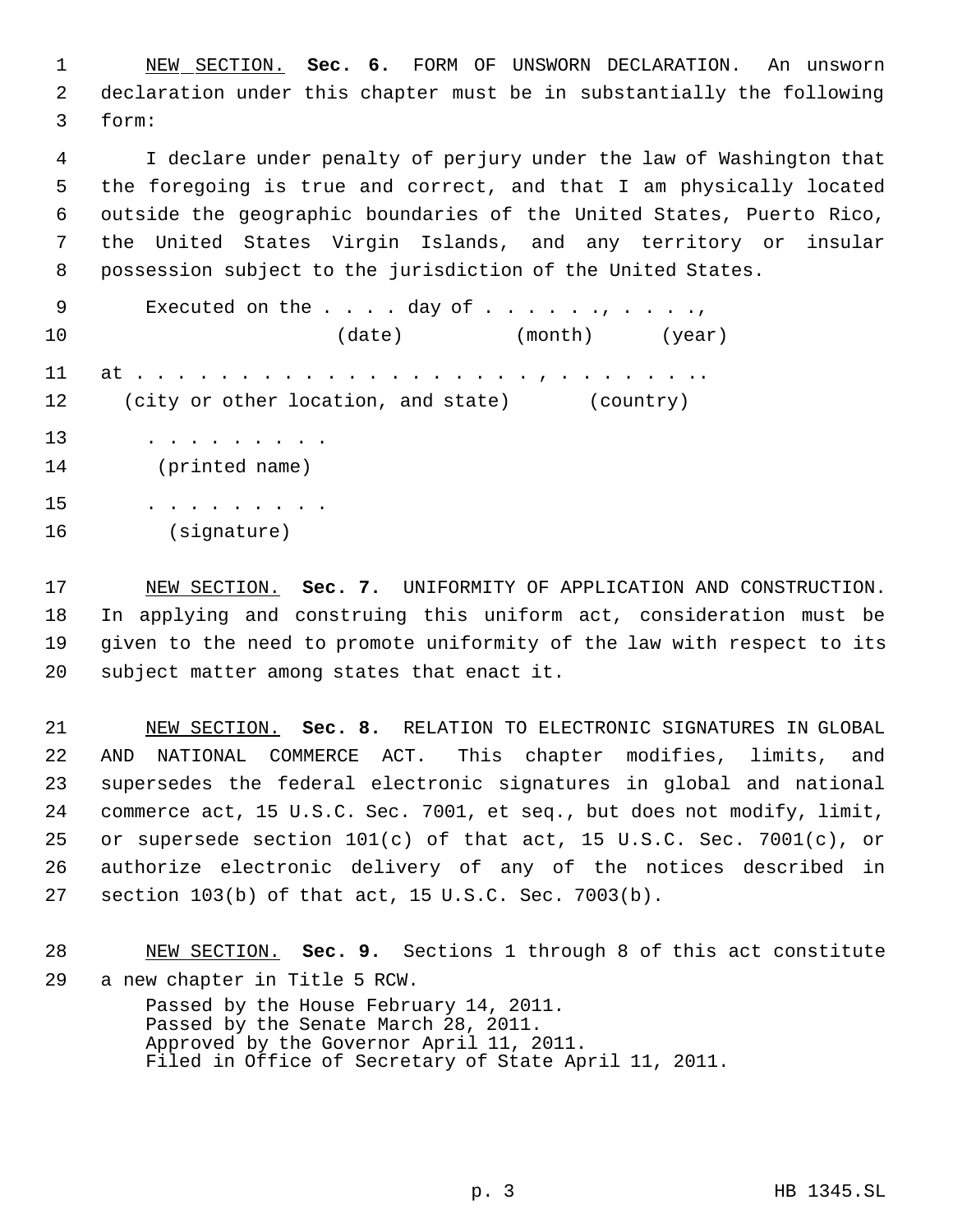NEW SECTION. **Sec. 6.** FORM OF UNSWORN DECLARATION. An unsworn declaration under this chapter must be in substantially the following form:

I declare under penalty of perjury under the law of Washington that the foregoing is true and correct, and that I am physically located outside the geographic boundaries of the United States, Puerto Rico, the United States Virgin Islands, and any territory or insular possession subject to the jurisdiction of the United States.

Executed on the . . . . day of . . . . . . ., . . . . .,
(date) (month) (year)

at . . . . . . . . . . . . . . . . . . . . . , . . . . . . . . .
(city or other location, and state) (country)

. . . . . . . . . .
(printed name)

. . . . . . . . . .
(signature)

NEW SECTION. **Sec. 7.** UNIFORMITY OF APPLICATION AND CONSTRUCTION. In applying and construing this uniform act, consideration must be given to the need to promote uniformity of the law with respect to its subject matter among states that enact it.

NEW SECTION. **Sec. 8.** RELATION TO ELECTRONIC SIGNATURES IN GLOBAL AND NATIONAL COMMERCE ACT. This chapter modifies, limits, and supersedes the federal electronic signatures in global and national commerce act, 15 U.S.C. Sec. 7001, et seq., but does not modify, limit, or supersede section 101(c) of that act, 15 U.S.C. Sec. 7001(c), or authorize electronic delivery of any of the notices described in section 103(b) of that act, 15 U.S.C. Sec. 7003(b).

NEW SECTION. **Sec. 9.** Sections 1 through 8 of this act constitute a new chapter in Title 5 RCW.

Passed by the House February 14, 2011.
Passed by the Senate March 28, 2011.
Approved by the Governor April 11, 2011.
Filed in Office of Secretary of State April 11, 2011.